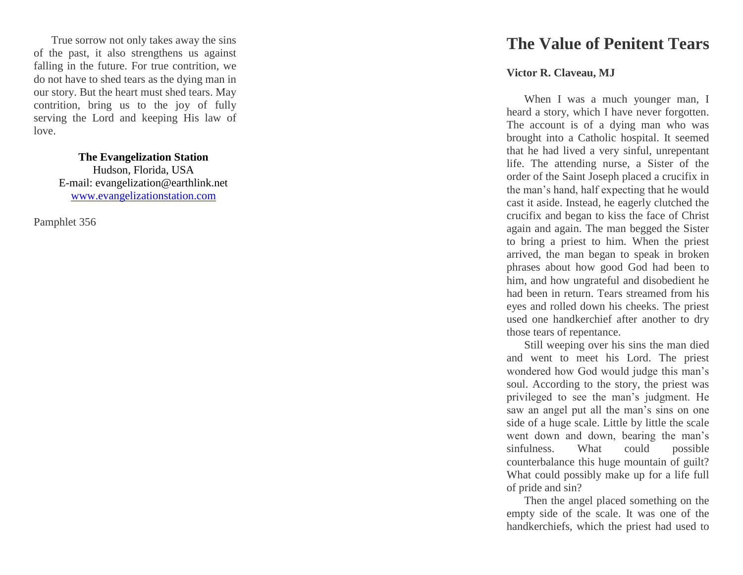True sorrow not only takes away the sins of the past, it also strengthens us against falling in the future. For true contrition, we do not have to shed tears as the dying man in our story. But the heart must shed tears. May contrition, bring us to the joy of fully serving the Lord and keeping His law of love.

**The Evangelization Station**
Hudson, Florida, USA
E-mail: evangelization@earthlink.net
www.evangelizationstation.com

Pamphlet 356

# The Value of Penitent Tears

**Victor R. Claveau, MJ**

When I was a much younger man, I heard a story, which I have never forgotten. The account is of a dying man who was brought into a Catholic hospital. It seemed that he had lived a very sinful, unrepentant life. The attending nurse, a Sister of the order of the Saint Joseph placed a crucifix in the man's hand, half expecting that he would cast it aside. Instead, he eagerly clutched the crucifix and began to kiss the face of Christ again and again. The man begged the Sister to bring a priest to him. When the priest arrived, the man began to speak in broken phrases about how good God had been to him, and how ungrateful and disobedient he had been in return. Tears streamed from his eyes and rolled down his cheeks. The priest used one handkerchief after another to dry those tears of repentance.

Still weeping over his sins the man died and went to meet his Lord. The priest wondered how God would judge this man's soul. According to the story, the priest was privileged to see the man's judgment. He saw an angel put all the man's sins on one side of a huge scale. Little by little the scale went down and down, bearing the man's sinfulness. What could possible counterbalance this huge mountain of guilt? What could possibly make up for a life full of pride and sin?

Then the angel placed something on the empty side of the scale. It was one of the handkerchiefs, which the priest had used to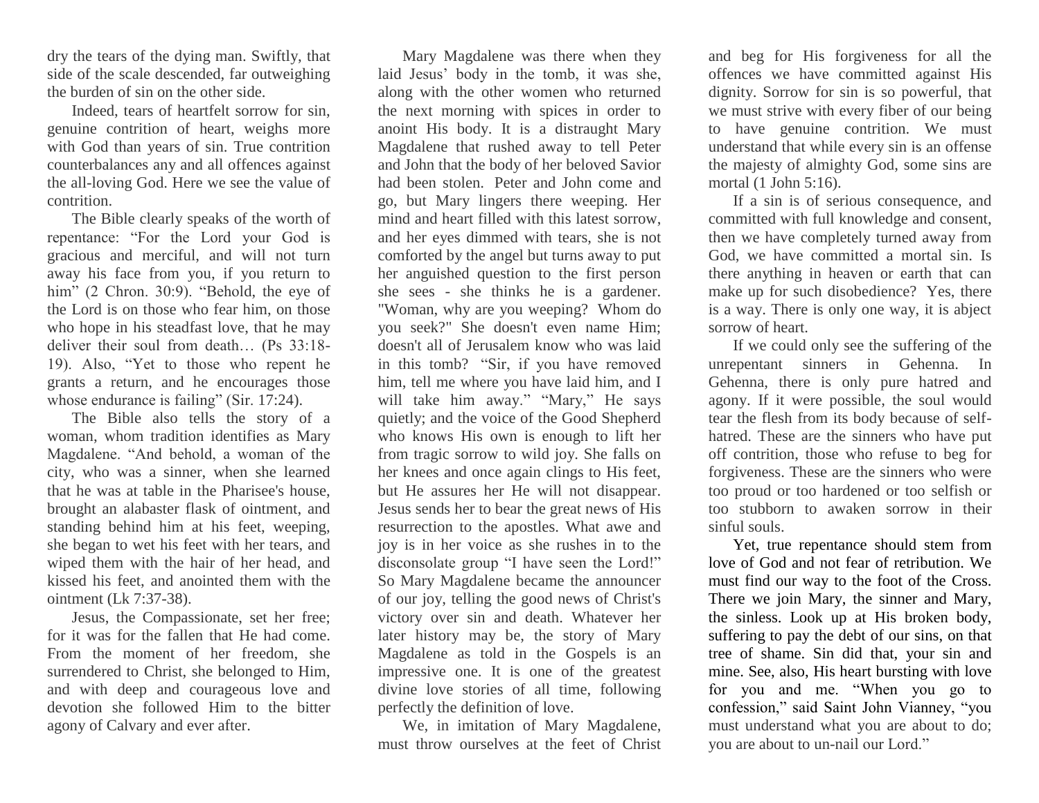dry the tears of the dying man. Swiftly, that side of the scale descended, far outweighing the burden of sin on the other side.

Indeed, tears of heartfelt sorrow for sin, genuine contrition of heart, weighs more with God than years of sin. True contrition counterbalances any and all offences against the all-loving God. Here we see the value of contrition.

The Bible clearly speaks of the worth of repentance: “For the Lord your God is gracious and merciful, and will not turn away his face from you, if you return to him” (2 Chron. 30:9). “Behold, the eye of the Lord is on those who fear him, on those who hope in his steadfast love, that he may deliver their soul from death… (Ps 33:18-19). Also, “Yet to those who repent he grants a return, and he encourages those whose endurance is failing” (Sir. 17:24).

The Bible also tells the story of a woman, whom tradition identifies as Mary Magdalene. “And behold, a woman of the city, who was a sinner, when she learned that he was at table in the Pharisee's house, brought an alabaster flask of ointment, and standing behind him at his feet, weeping, she began to wet his feet with her tears, and wiped them with the hair of her head, and kissed his feet, and anointed them with the ointment (Lk 7:37-38).

Jesus, the Compassionate, set her free; for it was for the fallen that He had come. From the moment of her freedom, she surrendered to Christ, she belonged to Him, and with deep and courageous love and devotion she followed Him to the bitter agony of Calvary and ever after.

Mary Magdalene was there when they laid Jesus’ body in the tomb, it was she, along with the other women who returned the next morning with spices in order to anoint His body. It is a distraught Mary Magdalene that rushed away to tell Peter and John that the body of her beloved Savior had been stolen. Peter and John come and go, but Mary lingers there weeping. Her mind and heart filled with this latest sorrow, and her eyes dimmed with tears, she is not comforted by the angel but turns away to put her anguished question to the first person she sees - she thinks he is a gardener. "Woman, why are you weeping? Whom do you seek?" She doesn't even name Him; doesn't all of Jerusalem know who was laid in this tomb? “Sir, if you have removed him, tell me where you have laid him, and I will take him away.” “Mary,” He says quietly; and the voice of the Good Shepherd who knows His own is enough to lift her from tragic sorrow to wild joy. She falls on her knees and once again clings to His feet, but He assures her He will not disappear. Jesus sends her to bear the great news of His resurrection to the apostles. What awe and joy is in her voice as she rushes in to the disconsolate group “I have seen the Lord!” So Mary Magdalene became the announcer of our joy, telling the good news of Christ's victory over sin and death. Whatever her later history may be, the story of Mary Magdalene as told in the Gospels is an impressive one. It is one of the greatest divine love stories of all time, following perfectly the definition of love.

We, in imitation of Mary Magdalene, must throw ourselves at the feet of Christ and beg for His forgiveness for all the offences we have committed against His dignity. Sorrow for sin is so powerful, that we must strive with every fiber of our being to have genuine contrition. We must understand that while every sin is an offense the majesty of almighty God, some sins are mortal (1 John 5:16).

If a sin is of serious consequence, and committed with full knowledge and consent, then we have completely turned away from God, we have committed a mortal sin. Is there anything in heaven or earth that can make up for such disobedience? Yes, there is a way. There is only one way, it is abject sorrow of heart.

If we could only see the suffering of the unrepentant sinners in Gehenna. In Gehenna, there is only pure hatred and agony. If it were possible, the soul would tear the flesh from its body because of self-hatred. These are the sinners who have put off contrition, those who refuse to beg for forgiveness. These are the sinners who were too proud or too hardened or too selfish or too stubborn to awaken sorrow in their sinful souls.

Yet, true repentance should stem from love of God and not fear of retribution. We must find our way to the foot of the Cross. There we join Mary, the sinner and Mary, the sinless. Look up at His broken body, suffering to pay the debt of our sins, on that tree of shame. Sin did that, your sin and mine. See, also, His heart bursting with love for you and me. “When you go to confession,” said Saint John Vianney, “you must understand what you are about to do; you are about to un-nail our Lord.”